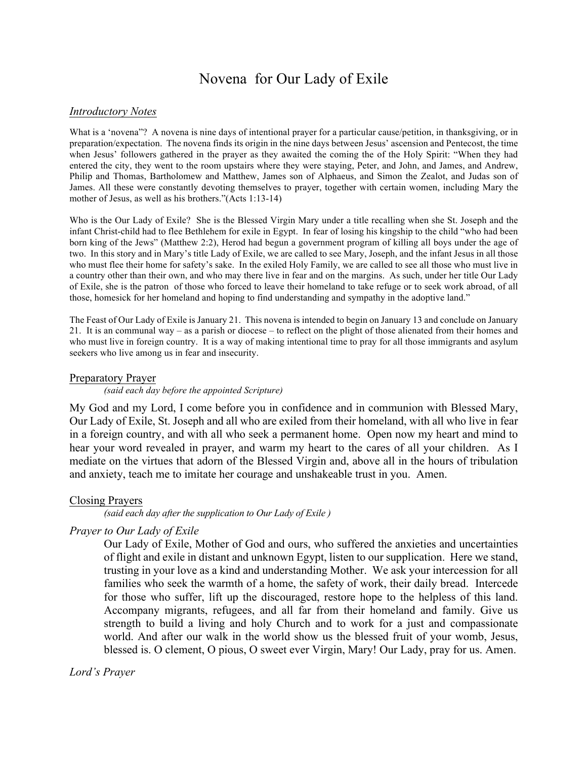# Novena for Our Lady of Exile

*Introductory Notes*

What is a 'novena"? A novena is nine days of intentional prayer for a particular cause/petition, in thanksgiving, or in preparation/expectation. The novena finds its origin in the nine days between Jesus' ascension and Pentecost, the time when Jesus' followers gathered in the prayer as they awaited the coming the of the Holy Spirit: "When they had entered the city, they went to the room upstairs where they were staying, Peter, and John, and James, and Andrew, Philip and Thomas, Bartholomew and Matthew, James son of Alphaeus, and Simon the Zealot, and Judas son of James. All these were constantly devoting themselves to prayer, together with certain women, including Mary the mother of Jesus, as well as his brothers."(Acts 1:13-14)

Who is the Our Lady of Exile? She is the Blessed Virgin Mary under a title recalling when she St. Joseph and the infant Christ-child had to flee Bethlehem for exile in Egypt. In fear of losing his kingship to the child "who had been born king of the Jews" (Matthew 2:2), Herod had begun a government program of killing all boys under the age of two. In this story and in Mary's title Lady of Exile, we are called to see Mary, Joseph, and the infant Jesus in all those who must flee their home for safety's sake. In the exiled Holy Family, we are called to see all those who must live in a country other than their own, and who may there live in fear and on the margins. As such, under her title Our Lady of Exile, she is the patron of those who forced to leave their homeland to take refuge or to seek work abroad, of all those, homesick for her homeland and hoping to find understanding and sympathy in the adoptive land."

The Feast of Our Lady of Exile is January 21. This novena is intended to begin on January 13 and conclude on January 21. It is an communal way – as a parish or diocese – to reflect on the plight of those alienated from their homes and who must live in foreign country. It is a way of making intentional time to pray for all those immigrants and asylum seekers who live among us in fear and insecurity.

## Preparatory Prayer

*(said each day before the appointed Scripture)*

My God and my Lord, I come before you in confidence and in communion with Blessed Mary, Our Lady of Exile, St. Joseph and all who are exiled from their homeland, with all who live in fear in a foreign country, and with all who seek a permanent home. Open now my heart and mind to hear your word revealed in prayer, and warm my heart to the cares of all your children. As I mediate on the virtues that adorn of the Blessed Virgin and, above all in the hours of tribulation and anxiety, teach me to imitate her courage and unshakeable trust in you. Amen.

## Closing Prayers

*(said each day after the supplication to Our Lady of Exile )*

*Prayer to Our Lady of Exile*

Our Lady of Exile, Mother of God and ours, who suffered the anxieties and uncertainties of flight and exile in distant and unknown Egypt, listen to our supplication. Here we stand, trusting in your love as a kind and understanding Mother. We ask your intercession for all families who seek the warmth of a home, the safety of work, their daily bread. Intercede for those who suffer, lift up the discouraged, restore hope to the helpless of this land. Accompany migrants, refugees, and all far from their homeland and family. Give us strength to build a living and holy Church and to work for a just and compassionate world. And after our walk in the world show us the blessed fruit of your womb, Jesus, blessed is. O clement, O pious, O sweet ever Virgin, Mary! Our Lady, pray for us. Amen.

*Lord's Prayer*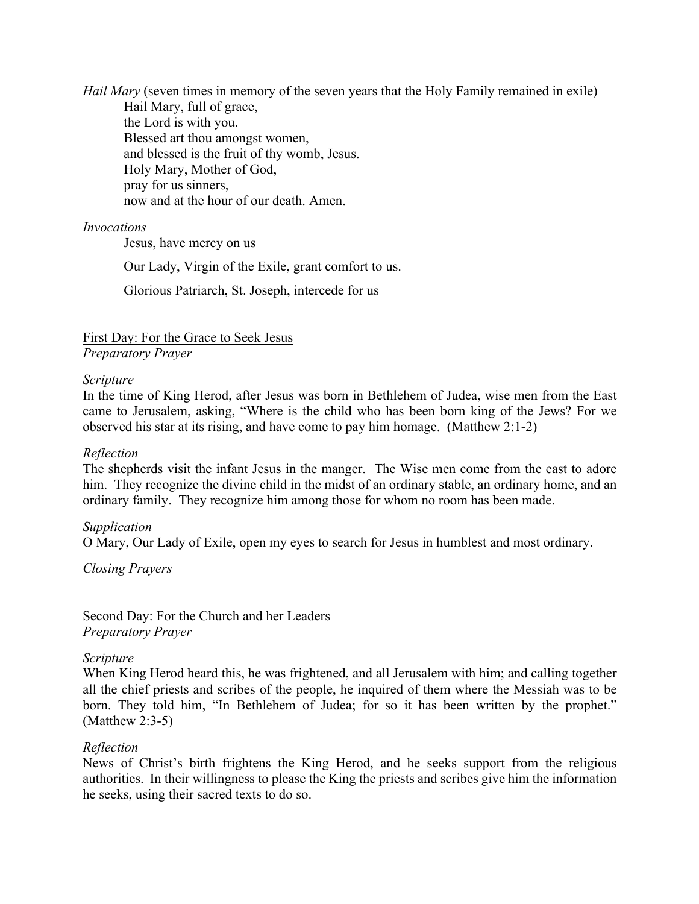*Hail Mary* (seven times in memory of the seven years that the Holy Family remained in exile)

Hail Mary, full of grace,
the Lord is with you.
Blessed art thou amongst women,
and blessed is the fruit of thy womb, Jesus.
Holy Mary, Mother of God,
pray for us sinners,
now and at the hour of our death. Amen.

*Invocations*

Jesus, have mercy on us

Our Lady, Virgin of the Exile, grant comfort to us.

Glorious Patriarch, St. Joseph, intercede for us

## First Day: For the Grace to Seek Jesus

*Preparatory Prayer*

*Scripture*

In the time of King Herod, after Jesus was born in Bethlehem of Judea, wise men from the East came to Jerusalem, asking, "Where is the child who has been born king of the Jews? For we observed his star at its rising, and have come to pay him homage. (Matthew 2:1-2)

*Reflection*

The shepherds visit the infant Jesus in the manger. The Wise men come from the east to adore him. They recognize the divine child in the midst of an ordinary stable, an ordinary home, and an ordinary family. They recognize him among those for whom no room has been made.

*Supplication*

O Mary, Our Lady of Exile, open my eyes to search for Jesus in humblest and most ordinary.

*Closing Prayers*

## Second Day: For the Church and her Leaders

*Preparatory Prayer*

*Scripture*

When King Herod heard this, he was frightened, and all Jerusalem with him; and calling together all the chief priests and scribes of the people, he inquired of them where the Messiah was to be born. They told him, "In Bethlehem of Judea; for so it has been written by the prophet." (Matthew 2:3-5)

*Reflection*

News of Christ's birth frightens the King Herod, and he seeks support from the religious authorities. In their willingness to please the King the priests and scribes give him the information he seeks, using their sacred texts to do so.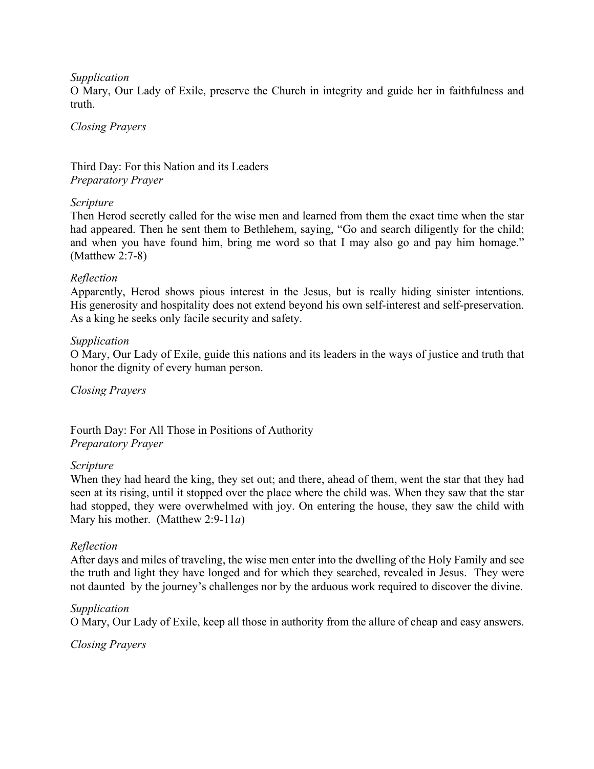*Supplication*

O Mary, Our Lady of Exile, preserve the Church in integrity and guide her in faithfulness and truth.

*Closing Prayers*

<u>Third Day: For this Nation and its Leaders</u>

*Preparatory Prayer*

*Scripture*

Then Herod secretly called for the wise men and learned from them the exact time when the star had appeared. Then he sent them to Bethlehem, saying, “Go and search diligently for the child; and when you have found him, bring me word so that I may also go and pay him homage.” (Matthew 2:7-8)

*Reflection*

Apparently, Herod shows pious interest in the Jesus, but is really hiding sinister intentions. His generosity and hospitality does not extend beyond his own self-interest and self-preservation. As a king he seeks only facile security and safety.

*Supplication*

O Mary, Our Lady of Exile, guide this nations and its leaders in the ways of justice and truth that honor the dignity of every human person.

*Closing Prayers*

<u>Fourth Day: For All Those in Positions of Authority</u>

*Preparatory Prayer*

*Scripture*

When they had heard the king, they set out; and there, ahead of them, went the star that they had seen at its rising, until it stopped over the place where the child was. When they saw that the star had stopped, they were overwhelmed with joy. On entering the house, they saw the child with Mary his mother. (Matthew 2:9-11*a*)

*Reflection*

After days and miles of traveling, the wise men enter into the dwelling of the Holy Family and see the truth and light they have longed and for which they searched, revealed in Jesus. They were not daunted by the journey’s challenges nor by the arduous work required to discover the divine.

*Supplication*

O Mary, Our Lady of Exile, keep all those in authority from the allure of cheap and easy answers.

*Closing Prayers*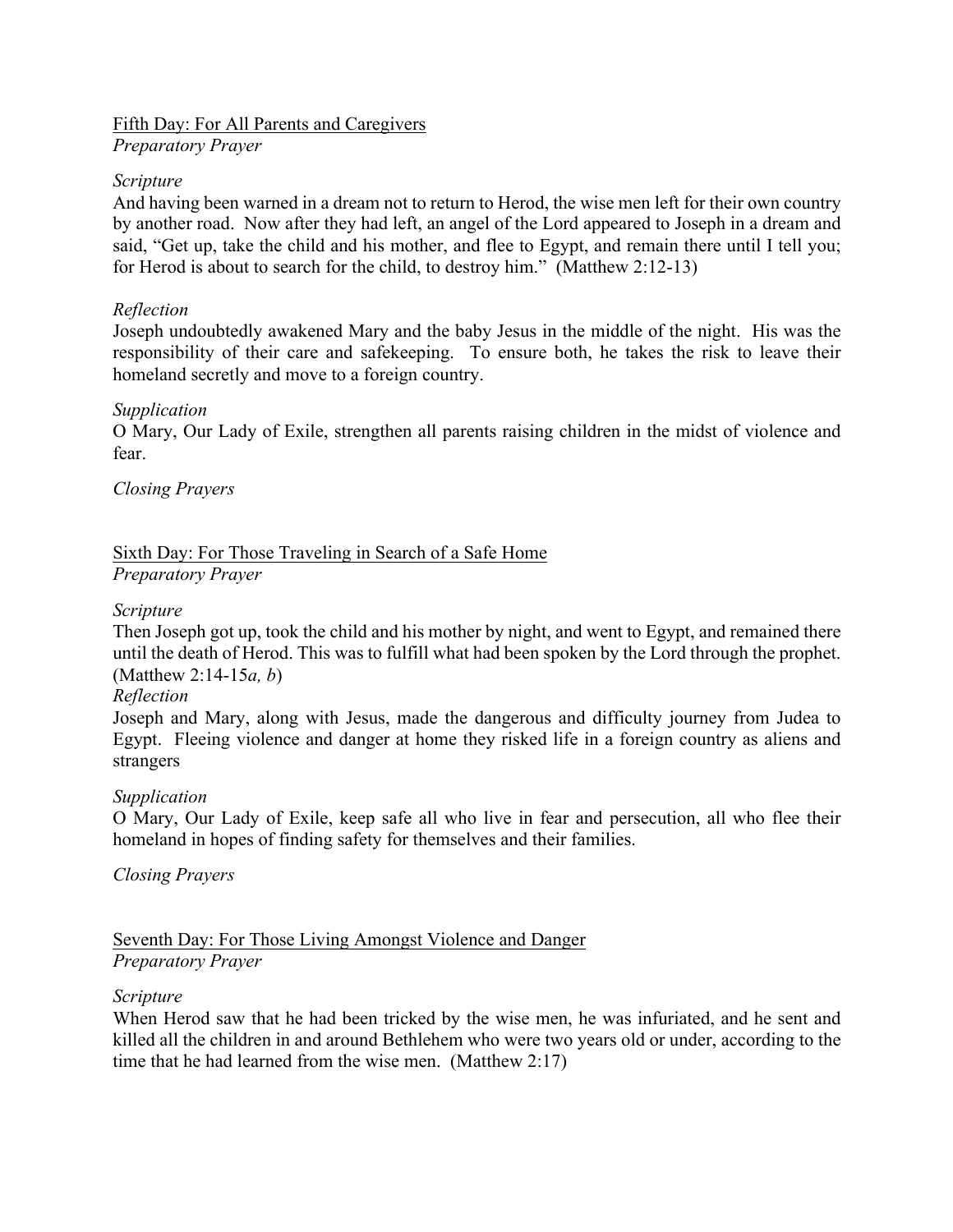<u>Fifth Day: For All Parents and Caregivers</u>
*Preparatory Prayer*

*Scripture*
And having been warned in a dream not to return to Herod, the wise men left for their own country by another road. Now after they had left, an angel of the Lord appeared to Joseph in a dream and said, "Get up, take the child and his mother, and flee to Egypt, and remain there until I tell you; for Herod is about to search for the child, to destroy him." (Matthew 2:12-13)

*Reflection*
Joseph undoubtedly awakened Mary and the baby Jesus in the middle of the night. His was the responsibility of their care and safekeeping. To ensure both, he takes the risk to leave their homeland secretly and move to a foreign country.

*Supplication*
O Mary, Our Lady of Exile, strengthen all parents raising children in the midst of violence and fear.

*Closing Prayers*

<u>Sixth Day: For Those Traveling in Search of a Safe Home</u>
*Preparatory Prayer*

*Scripture*
Then Joseph got up, took the child and his mother by night, and went to Egypt, and remained there until the death of Herod. This was to fulfill what had been spoken by the Lord through the prophet. (Matthew 2:14-15*a, b*)

*Reflection*
Joseph and Mary, along with Jesus, made the dangerous and difficulty journey from Judea to Egypt. Fleeing violence and danger at home they risked life in a foreign country as aliens and strangers

*Supplication*
O Mary, Our Lady of Exile, keep safe all who live in fear and persecution, all who flee their homeland in hopes of finding safety for themselves and their families.

*Closing Prayers*

<u>Seventh Day: For Those Living Amongst Violence and Danger</u>
*Preparatory Prayer*

*Scripture*
When Herod saw that he had been tricked by the wise men, he was infuriated, and he sent and killed all the children in and around Bethlehem who were two years old or under, according to the time that he had learned from the wise men. (Matthew 2:17)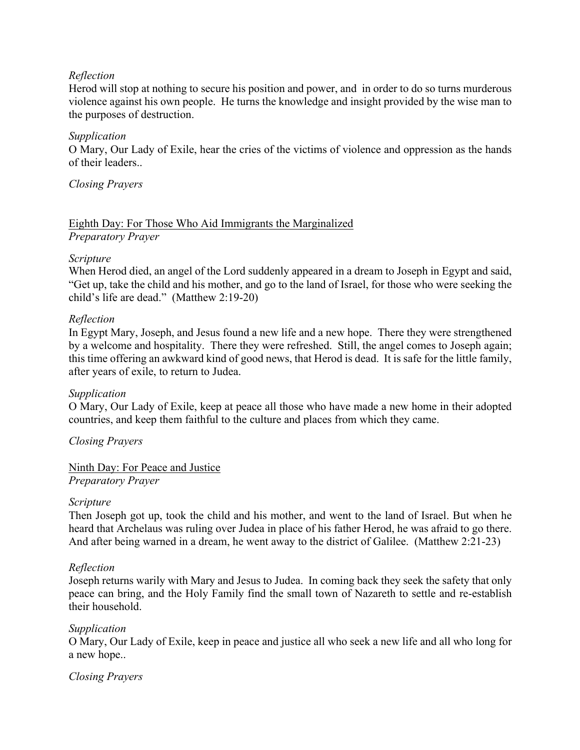*Reflection*

Herod will stop at nothing to secure his position and power, and in order to do so turns murderous violence against his own people. He turns the knowledge and insight provided by the wise man to the purposes of destruction.

*Supplication*

O Mary, Our Lady of Exile, hear the cries of the victims of violence and oppression as the hands of their leaders..

*Closing Prayers*

<u>Eighth Day: For Those Who Aid Immigrants the Marginalized</u>

*Preparatory Prayer*

*Scripture*

When Herod died, an angel of the Lord suddenly appeared in a dream to Joseph in Egypt and said, "Get up, take the child and his mother, and go to the land of Israel, for those who were seeking the child's life are dead." (Matthew 2:19-20)

*Reflection*

In Egypt Mary, Joseph, and Jesus found a new life and a new hope. There they were strengthened by a welcome and hospitality. There they were refreshed. Still, the angel comes to Joseph again; this time offering an awkward kind of good news, that Herod is dead. It is safe for the little family, after years of exile, to return to Judea.

*Supplication*

O Mary, Our Lady of Exile, keep at peace all those who have made a new home in their adopted countries, and keep them faithful to the culture and places from which they came.

*Closing Prayers*

<u>Ninth Day: For Peace and Justice</u>

*Preparatory Prayer*

*Scripture*

Then Joseph got up, took the child and his mother, and went to the land of Israel. But when he heard that Archelaus was ruling over Judea in place of his father Herod, he was afraid to go there. And after being warned in a dream, he went away to the district of Galilee. (Matthew 2:21-23)

*Reflection*

Joseph returns warily with Mary and Jesus to Judea. In coming back they seek the safety that only peace can bring, and the Holy Family find the small town of Nazareth to settle and re-establish their household.

*Supplication*

O Mary, Our Lady of Exile, keep in peace and justice all who seek a new life and all who long for a new hope..

*Closing Prayers*